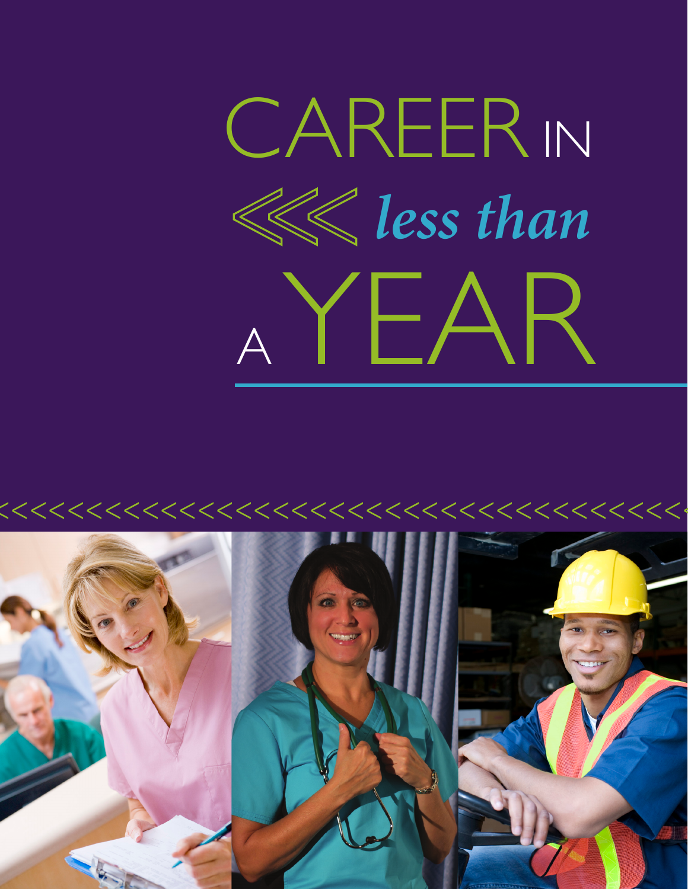# CAREER IN *less than* A YEAR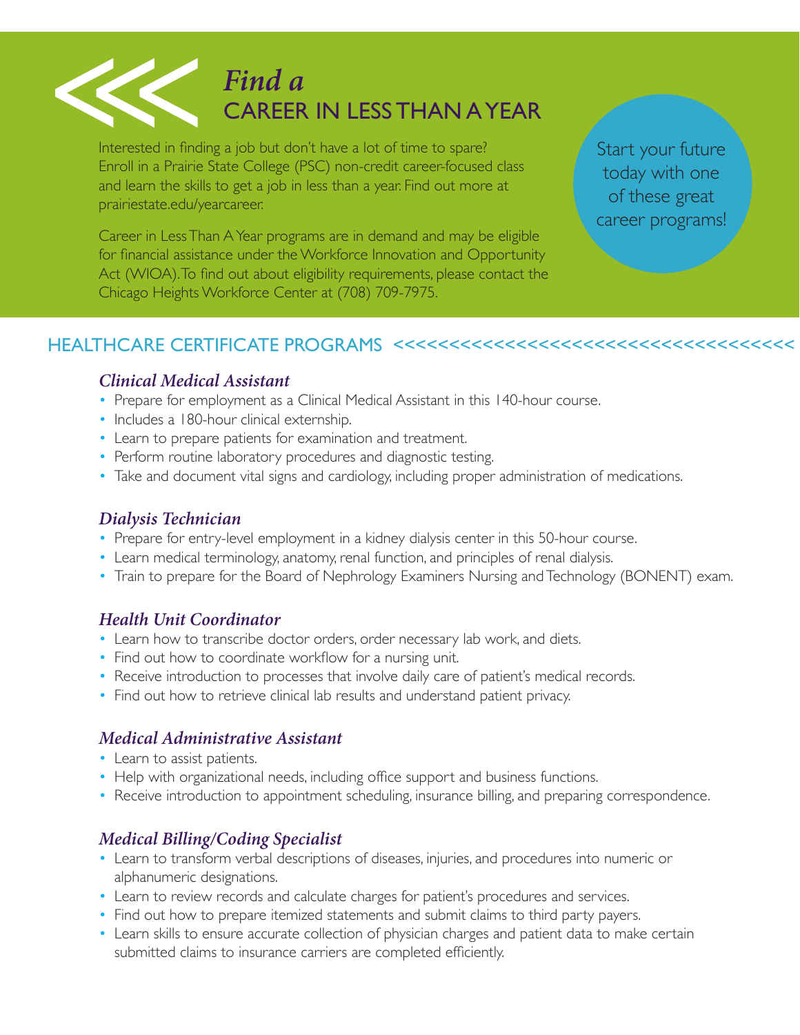# *Find a* CAREER IN LESS THAN A YEAR

Interested in finding a job but don't have a lot of time to spare? Enroll in a Prairie State College (PSC) non-credit career-focused class and learn the skills to get a job in less than a year. Find out more at prairiestate.edu/yearcareer.

Career in Less Than A Year programs are in demand and may be eligible for financial assistance under the Workforce Innovation and Opportunity Act (WIOA). To find out about eligibility requirements, please contact the Chicago Heights Workforce Center at (708) 709-7975.

Start your future today with one of these great career programs!

## HEALTHCARE CERTIFICATE PROGRAMS <<<<<<<<<<<<<<<<<<<<<<<<<<<<<<<<<<<

### *Clinical Medical Assistant*

- Prepare for employment as a Clinical Medical Assistant in this 140-hour course.
- Includes a 180-hour clinical externship.
- Learn to prepare patients for examination and treatment.
- Perform routine laboratory procedures and diagnostic testing.
- Take and document vital signs and cardiology, including proper administration of medications.

### *Dialysis Technician*

- Prepare for entry-level employment in a kidney dialysis center in this 50-hour course.
- Learn medical terminology, anatomy, renal function, and principles of renal dialysis.
- Train to prepare for the Board of Nephrology Examiners Nursing and Technology (BONENT) exam.

### *Health Unit Coordinator*

- Learn how to transcribe doctor orders, order necessary lab work, and diets.
- Find out how to coordinate workflow for a nursing unit.
- Receive introduction to processes that involve daily care of patient's medical records.
- Find out how to retrieve clinical lab results and understand patient privacy.

### *Medical Administrative Assistant*

- Learn to assist patients.
- Help with organizational needs, including office support and business functions.
- Receive introduction to appointment scheduling, insurance billing, and preparing correspondence.

### *Medical Billing/Coding Specialist*

- Learn to transform verbal descriptions of diseases, injuries, and procedures into numeric or alphanumeric designations.
- Learn to review records and calculate charges for patient's procedures and services.
- Find out how to prepare itemized statements and submit claims to third party payers.
- Learn skills to ensure accurate collection of physician charges and patient data to make certain submitted claims to insurance carriers are completed efficiently.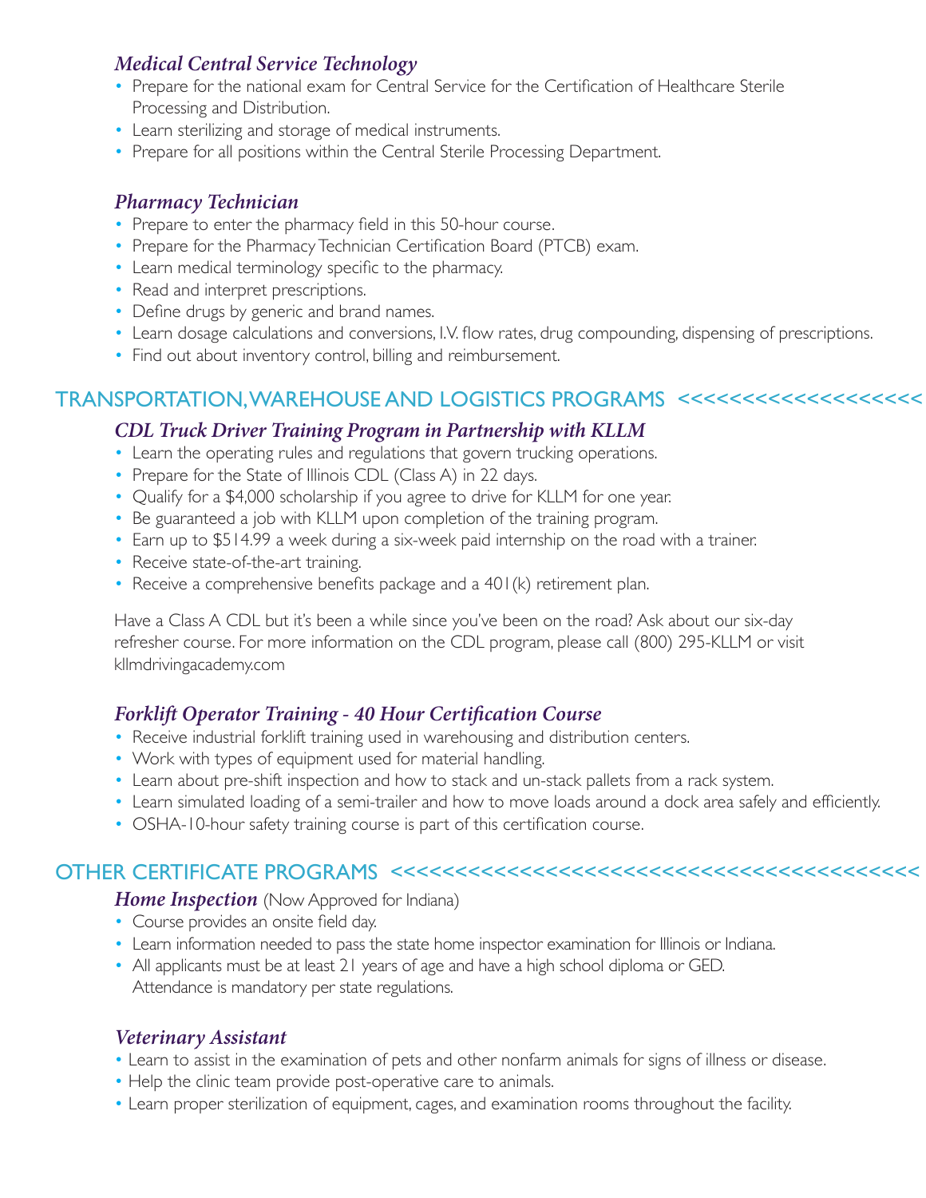### *Medical Central Service Technology*

- Prepare for the national exam for Central Service for the Certification of Healthcare Sterile Processing and Distribution.
- Learn sterilizing and storage of medical instruments.
- Prepare for all positions within the Central Sterile Processing Department.

### *Pharmacy Technician*

- Prepare to enter the pharmacy field in this 50-hour course.
- Prepare for the Pharmacy Technician Certification Board (PTCB) exam.
- Learn medical terminology specific to the pharmacy.
- Read and interpret prescriptions.
- Define drugs by generic and brand names.
- Learn dosage calculations and conversions, I.V. flow rates, drug compounding, dispensing of prescriptions.
- Find out about inventory control, billing and reimbursement.

## TRANSPORTATION, WAREHOUSE AND LOGISTICS PROGRAMS <<<<<<<<<<<<<<<<<<<

### *CDL Truck Driver Training Program in Partnership with KLLM*

- Learn the operating rules and regulations that govern trucking operations.
- Prepare for the State of Illinois CDL (Class A) in 22 days.
- Qualify for a $4,000 scholarship if you agree to drive for KLLM for one year.
- Be guaranteed a job with KLLM upon completion of the training program.
- Earn up to $514.99 a week during a six-week paid internship on the road with a trainer.
- Receive state-of-the-art training.
- Receive a comprehensive benefits package and a 401(k) retirement plan.

Have a Class A CDL but it's been a while since you've been on the road? Ask about our six-day refresher course. For more information on the CDL program, please call (800) 295-KLLM or visit kllmdrivingacademy.com

### *Forklift Operator Training - 40 Hour Certification Course*

- Receive industrial forklift training used in warehousing and distribution centers.
- Work with types of equipment used for material handling.
- Learn about pre-shift inspection and how to stack and un-stack pallets from a rack system.
- Learn simulated loading of a semi-trailer and how to move loads around a dock area safely and efficiently.
- OSHA-10-hour safety training course is part of this certification course.

## OTHER CERTIFICATE PROGRAMS <<<<<<<<<<<<<<<<<<<<<<<<<<<<<<<<<<<<<<<<<

### *Home Inspection* (Now Approved for Indiana)

- Course provides an onsite field day.
- Learn information needed to pass the state home inspector examination for Illinois or Indiana.
- All applicants must be at least 21 years of age and have a high school diploma or GED. Attendance is mandatory per state regulations.

### *Veterinary Assistant*

- Learn to assist in the examination of pets and other nonfarm animals for signs of illness or disease.
- Help the clinic team provide post-operative care to animals.
- Learn proper sterilization of equipment, cages, and examination rooms throughout the facility.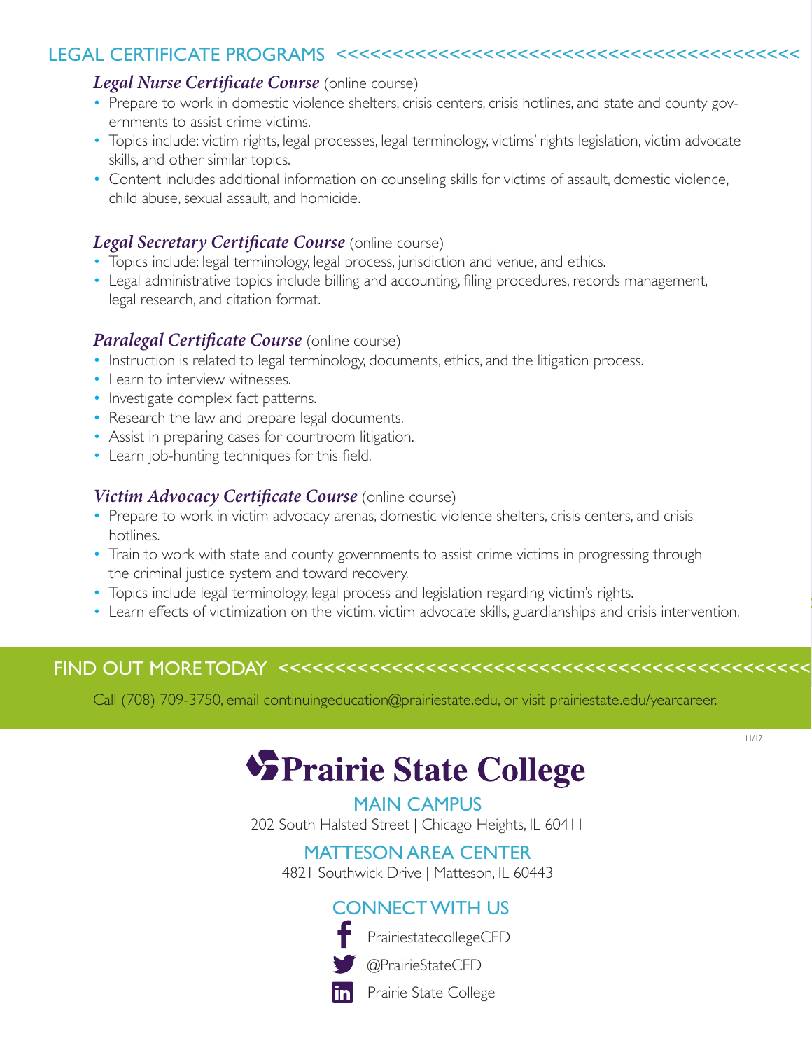## LEGAL CERTIFICATE PROGRAMS <<<<<<<<<<<<<<<<<<<<<<<<<<<<<<<<<<<<<<<<<<

### *Legal Nurse Certificate Course* (online course)

- Prepare to work in domestic violence shelters, crisis centers, crisis hotlines, and state and county governments to assist crime victims.
- Topics include: victim rights, legal processes, legal terminology, victims' rights legislation, victim advocate skills, and other similar topics.
- Content includes additional information on counseling skills for victims of assault, domestic violence, child abuse, sexual assault, and homicide.

### *Legal Secretary Certificate Course* (online course)

- Topics include: legal terminology, legal process, jurisdiction and venue, and ethics.
- Legal administrative topics include billing and accounting, filing procedures, records management, legal research, and citation format.

### *Paralegal Certificate Course* (online course)

- Instruction is related to legal terminology, documents, ethics, and the litigation process.
- Learn to interview witnesses.
- Investigate complex fact patterns.
- Research the law and prepare legal documents.
- Assist in preparing cases for courtroom litigation.
- Learn job-hunting techniques for this field.

### *Victim Advocacy Certificate Course* (online course)

- Prepare to work in victim advocacy arenas, domestic violence shelters, crisis centers, and crisis hotlines.
- Train to work with state and county governments to assist crime victims in progressing through the criminal justice system and toward recovery.
- Topics include legal terminology, legal process and legislation regarding victim's rights.
- Learn effects of victimization on the victim, victim advocate skills, guardianships and crisis intervention.

## FIND OUT MORE TODAY <<<<<<<<<<<<<<<<<<<<<<<<<<<<<<<<<<<<<<<<<<<<<<<

Call (708) 709-3750, email continuingeducation@prairiestate.edu, or visit prairiestate.edu/yearcareer.

11/17

# Prairie State College

### MAIN CAMPUS

202 South Halsted Street | Chicago Heights, IL 60411

### MATTESON AREA CENTER

4821 Southwick Drive | Matteson, IL 60443

### CONNECT WITH US

PrairiestatecollegeCED

@PrairieStateCED

Prairie State College